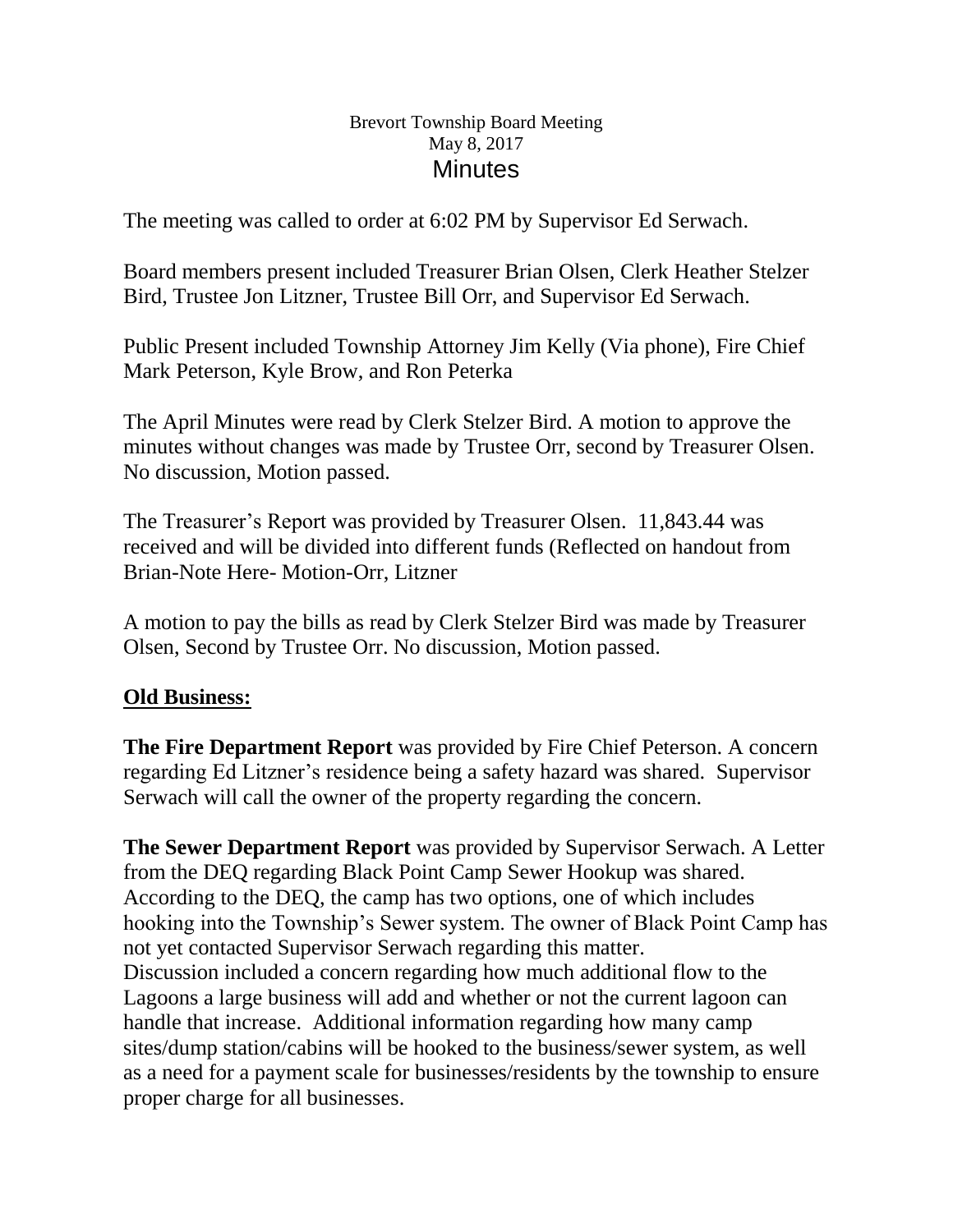Brevort Township Board Meeting
May 8, 2017
Minutes

The meeting was called to order at 6:02 PM by Supervisor Ed Serwach.

Board members present included Treasurer Brian Olsen, Clerk Heather Stelzer Bird, Trustee Jon Litzner, Trustee Bill Orr, and Supervisor Ed Serwach.

Public Present included Township Attorney Jim Kelly (Via phone), Fire Chief Mark Peterson, Kyle Brow, and Ron Peterka

The April Minutes were read by Clerk Stelzer Bird. A motion to approve the minutes without changes was made by Trustee Orr, second by Treasurer Olsen. No discussion, Motion passed.

The Treasurer's Report was provided by Treasurer Olsen. 11,843.44 was received and will be divided into different funds (Reflected on handout from Brian-Note Here- Motion-Orr, Litzner

A motion to pay the bills as read by Clerk Stelzer Bird was made by Treasurer Olsen, Second by Trustee Orr. No discussion, Motion passed.

**Old Business:**

**The Fire Department Report** was provided by Fire Chief Peterson. A concern regarding Ed Litzner's residence being a safety hazard was shared. Supervisor Serwach will call the owner of the property regarding the concern.

**The Sewer Department Report** was provided by Supervisor Serwach. A Letter from the DEQ regarding Black Point Camp Sewer Hookup was shared. According to the DEQ, the camp has two options, one of which includes hooking into the Township's Sewer system. The owner of Black Point Camp has not yet contacted Supervisor Serwach regarding this matter.
Discussion included a concern regarding how much additional flow to the Lagoons a large business will add and whether or not the current lagoon can handle that increase. Additional information regarding how many camp sites/dump station/cabins will be hooked to the business/sewer system, as well as a need for a payment scale for businesses/residents by the township to ensure proper charge for all businesses.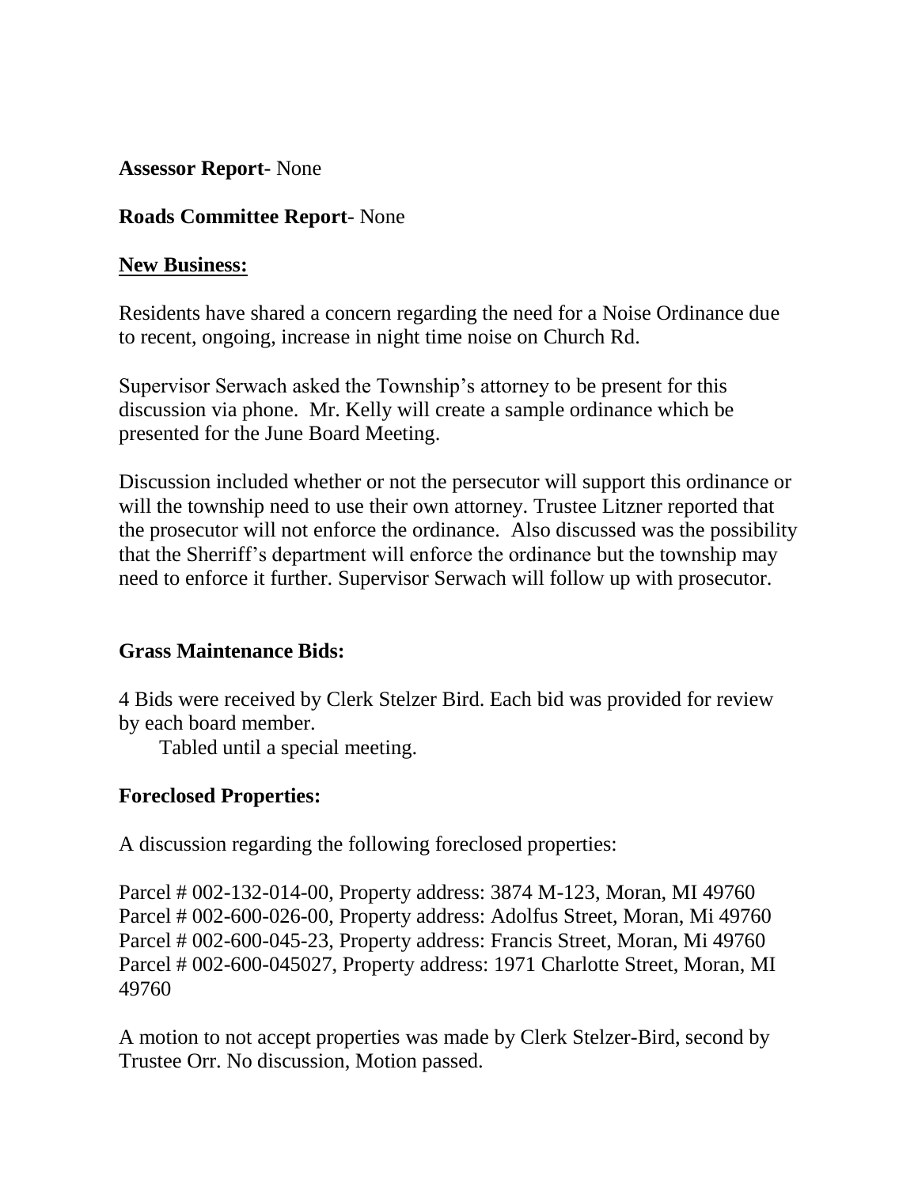**Assessor Report**- None

**Roads Committee Report**- None

**New Business:**

Residents have shared a concern regarding the need for a Noise Ordinance due to recent, ongoing, increase in night time noise on Church Rd.

Supervisor Serwach asked the Township's attorney to be present for this discussion via phone. Mr. Kelly will create a sample ordinance which be presented for the June Board Meeting.

Discussion included whether or not the persecutor will support this ordinance or will the township need to use their own attorney. Trustee Litzner reported that the prosecutor will not enforce the ordinance. Also discussed was the possibility that the Sherriff's department will enforce the ordinance but the township may need to enforce it further. Supervisor Serwach will follow up with prosecutor.

**Grass Maintenance Bids:**

4 Bids were received by Clerk Stelzer Bird. Each bid was provided for review by each board member.

Tabled until a special meeting.

**Foreclosed Properties:**

A discussion regarding the following foreclosed properties:

Parcel # 002-132-014-00, Property address: 3874 M-123, Moran, MI 49760
Parcel # 002-600-026-00, Property address: Adolfus Street, Moran, Mi 49760
Parcel # 002-600-045-23, Property address: Francis Street, Moran, Mi 49760
Parcel # 002-600-045027, Property address: 1971 Charlotte Street, Moran, MI 49760

A motion to not accept properties was made by Clerk Stelzer-Bird, second by Trustee Orr. No discussion, Motion passed.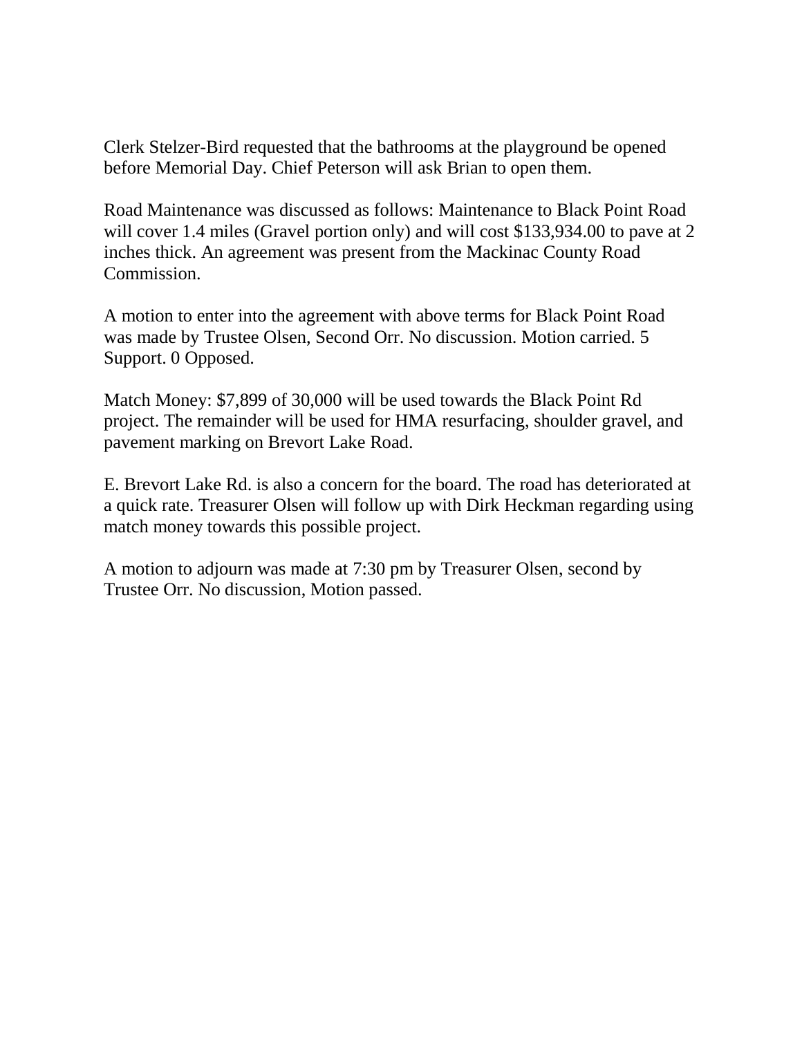Clerk Stelzer-Bird requested that the bathrooms at the playground be opened before Memorial Day. Chief Peterson will ask Brian to open them.

Road Maintenance was discussed as follows: Maintenance to Black Point Road will cover 1.4 miles (Gravel portion only) and will cost $133,934.00 to pave at 2 inches thick. An agreement was present from the Mackinac County Road Commission.

A motion to enter into the agreement with above terms for Black Point Road was made by Trustee Olsen, Second Orr. No discussion. Motion carried. 5 Support. 0 Opposed.

Match Money: $7,899 of 30,000 will be used towards the Black Point Rd project. The remainder will be used for HMA resurfacing, shoulder gravel, and pavement marking on Brevort Lake Road.

E. Brevort Lake Rd. is also a concern for the board. The road has deteriorated at a quick rate. Treasurer Olsen will follow up with Dirk Heckman regarding using match money towards this possible project.

A motion to adjourn was made at 7:30 pm by Treasurer Olsen, second by Trustee Orr. No discussion, Motion passed.